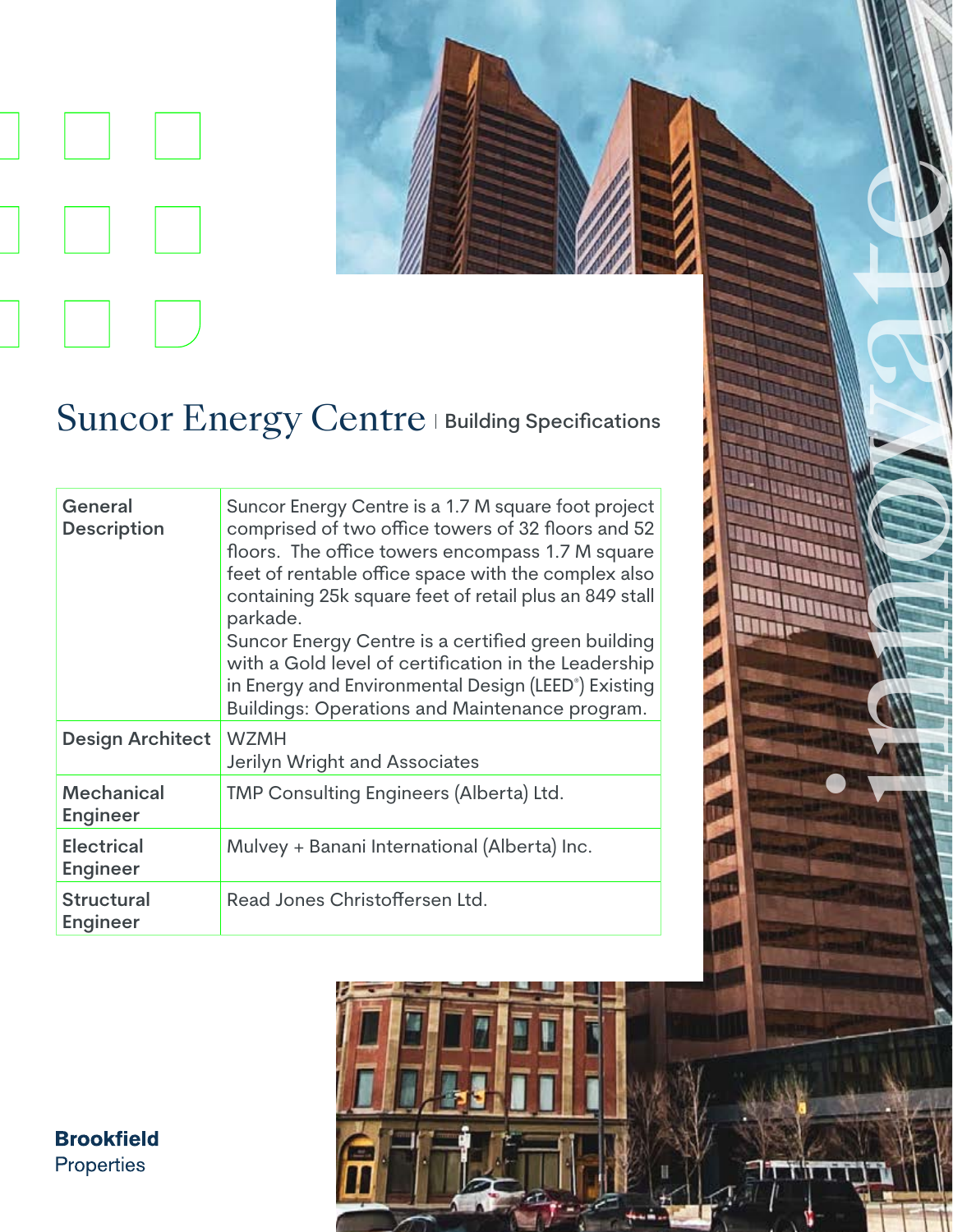# Suncor Energy Centre | Building Specifications

| | |
|---|---|
| **General Description** | Suncor Energy Centre is a 1.7 M square foot project comprised of two office towers of 32 floors and 52 floors. The office towers encompass 1.7 M square feet of rentable office space with the complex also containing 25k square feet of retail plus an 849 stall parkade.<br>Suncor Energy Centre is a certified green building with a Gold level of certification in the Leadership in Energy and Environmental Design (LEED®) Existing Buildings: Operations and Maintenance program. |
| **Design Architect** | WZMH<br>Jerilyn Wright and Associates |
| **Mechanical Engineer** | TMP Consulting Engineers (Alberta) Ltd. |
| **Electrical Engineer** | Mulvey + Banani International (Alberta) Inc. |
| **Structural Engineer** | Read Jones Christoffersen Ltd. |

innovate

**Brookfield**
Properties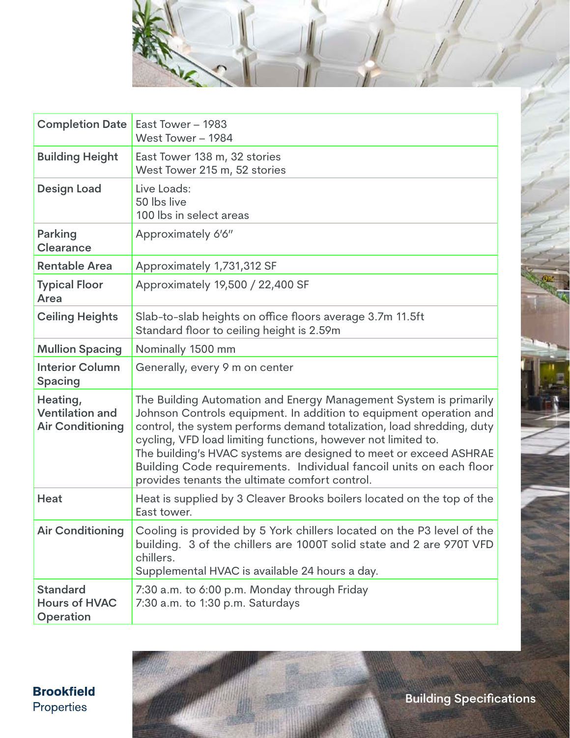| Completion Date | East Tower – 1983<br>West Tower – 1984 |
|---|---|
| Building Height | East Tower 138 m, 32 stories<br>West Tower 215 m, 52 stories |
| Design Load | Live Loads:<br>50 lbs live<br>100 lbs in select areas |
| Parking Clearance | Approximately 6'6" |
| Rentable Area | Approximately 1,731,312 SF |
| Typical Floor Area | Approximately 19,500 / 22,400 SF |
| Ceiling Heights | Slab-to-slab heights on office floors average 3.7m 11.5ft<br>Standard floor to ceiling height is 2.59m |
| Mullion Spacing | Nominally 1500 mm |
| Interior Column Spacing | Generally, every 9 m on center |
| Heating, Ventilation and Air Conditioning | The Building Automation and Energy Management System is primarily Johnson Controls equipment. In addition to equipment operation and control, the system performs demand totalization, load shredding, duty cycling, VFD load limiting functions, however not limited to.<br>The building's HVAC systems are designed to meet or exceed ASHRAE Building Code requirements. Individual fancoil units on each floor provides tenants the ultimate comfort control. |
| Heat | Heat is supplied by 3 Cleaver Brooks boilers located on the top of the East tower. |
| Air Conditioning | Cooling is provided by 5 York chillers located on the P3 level of the building. 3 of the chillers are 1000T solid state and 2 are 970T VFD chillers.<br>Supplemental HVAC is available 24 hours a day. |
| Standard Hours of HVAC Operation | 7:30 a.m. to 6:00 p.m. Monday through Friday<br>7:30 a.m. to 1:30 p.m. Saturdays |

**Brookfield** Properties

Building Specifications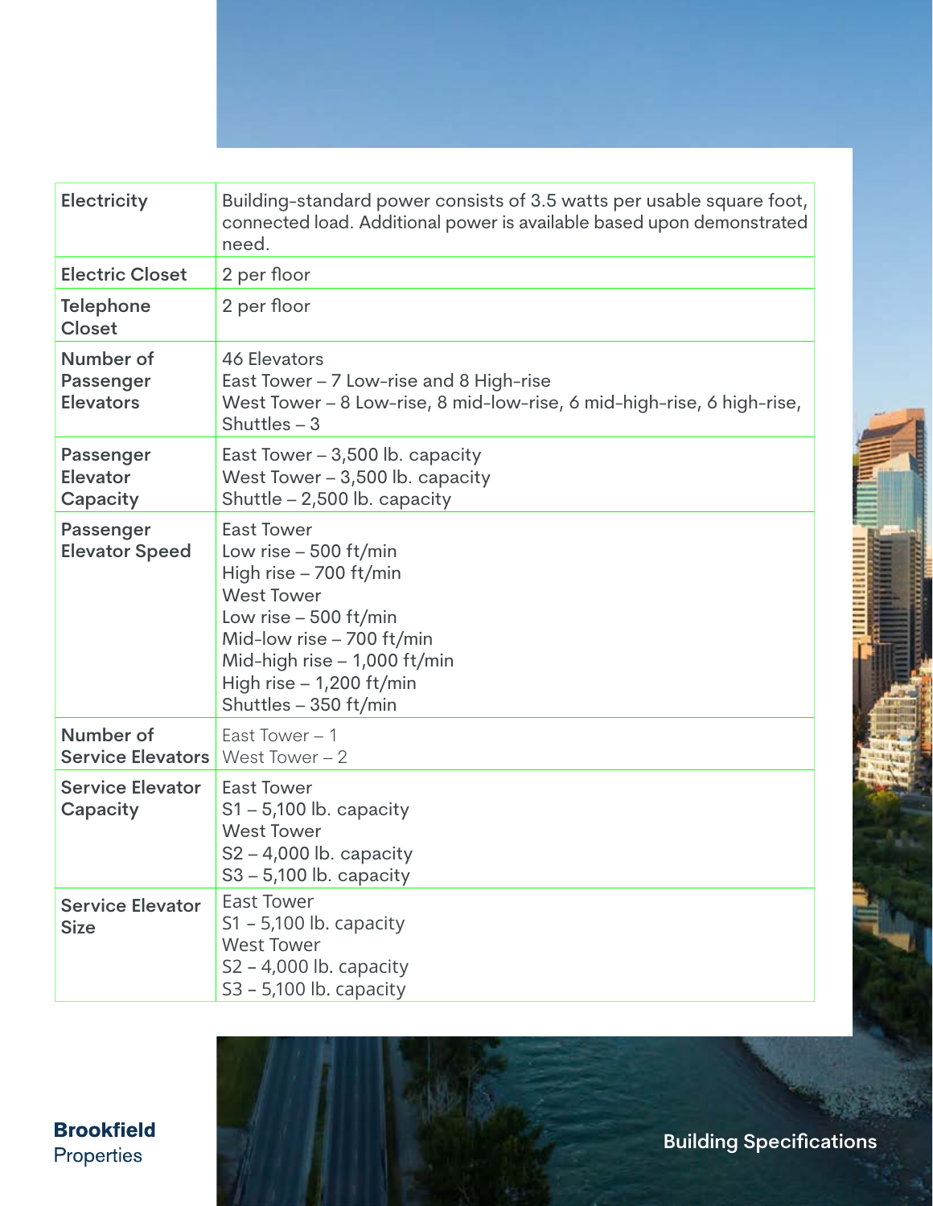| | |
|---|---|
| **Electricity** | Building-standard power consists of 3.5 watts per usable square foot, connected load. Additional power is available based upon demonstrated need. |
| **Electric Closet** | 2 per floor |
| **Telephone Closet** | 2 per floor |
| **Number of Passenger Elevators** | 46 Elevators<br>East Tower – 7 Low-rise and 8 High-rise<br>West Tower – 8 Low-rise, 8 mid-low-rise, 6 mid-high-rise, 6 high-rise, Shuttles – 3 |
| **Passenger Elevator Capacity** | East Tower – 3,500 lb. capacity<br>West Tower – 3,500 lb. capacity<br>Shuttle – 2,500 lb. capacity |
| **Passenger Elevator Speed** | East Tower<br>Low rise – 500 ft/min<br>High rise – 700 ft/min<br>West Tower<br>Low rise – 500 ft/min<br>Mid-low rise – 700 ft/min<br>Mid-high rise – 1,000 ft/min<br>High rise – 1,200 ft/min<br>Shuttles – 350 ft/min |
| **Number of Service Elevators** | East Tower – 1<br>West Tower – 2 |
| **Service Elevator Capacity** | East Tower<br>S1 – 5,100 lb. capacity<br>West Tower<br>S2 – 4,000 lb. capacity<br>S3 – 5,100 lb. capacity |
| **Service Elevator Size** | East Tower<br>S1 – 5,100 lb. capacity<br>West Tower<br>S2 – 4,000 lb. capacity<br>S3 – 5,100 lb. capacity |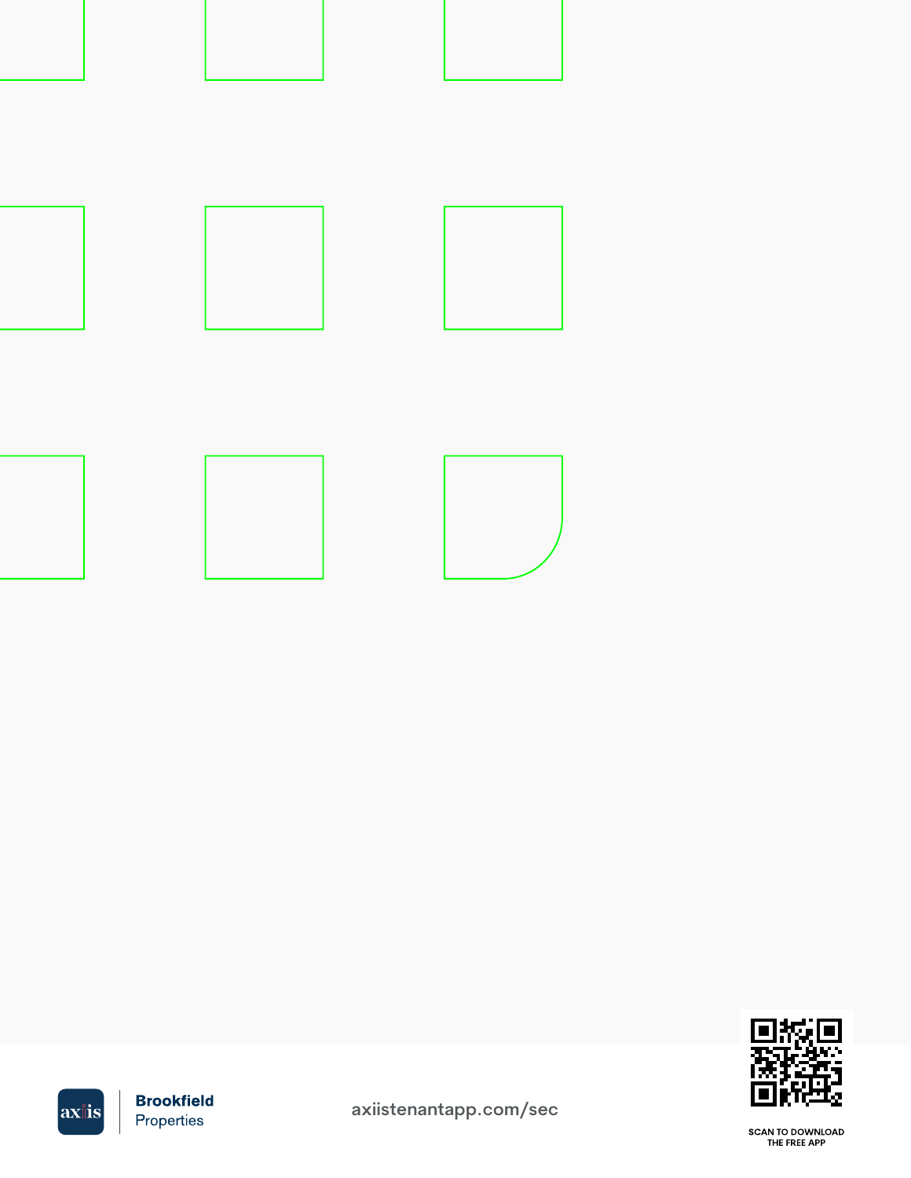axiis | Brookfield Properties

axiistenantapp.com/sec

SCAN TO DOWNLOAD THE FREE APP